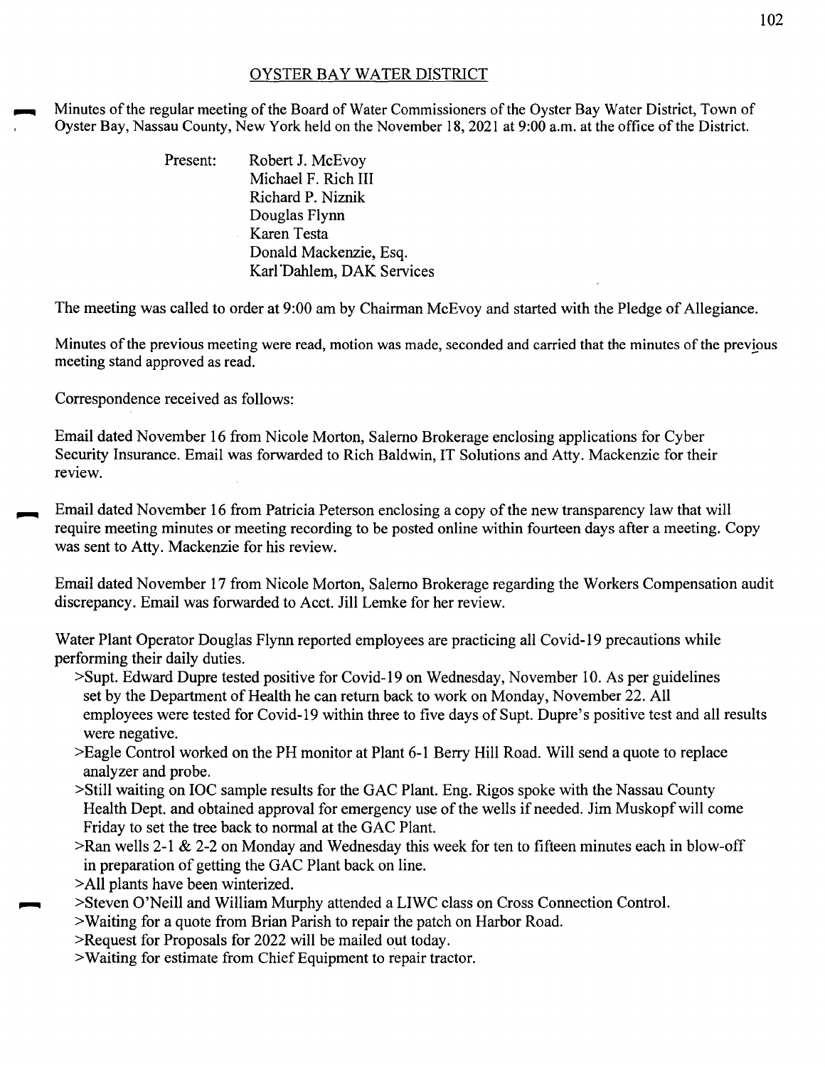# OYSTER BAY WATER DISTRICT

Minutes of the regular meeting of the Board of Water Commissioners of the Oyster Bay Water District, Town of Oyster Bay, Nassau County, New York held on the November 18, 2021 at 9:00 a.m. at the office of the District.

Present:
- Robert J. McEvoy
- Michael F. Rich III
- Richard P. Niznik
- Douglas Flynn
- Karen Testa
- Donald Mackenzie, Esq.
- Karl Dahlem, DAK Services

The meeting was called to order at 9:00 am by Chairman McEvoy and started with the Pledge of Allegiance.

Minutes of the previous meeting were read, motion was made, seconded and carried that the minutes of the previous meeting stand approved as read.

Correspondence received as follows:

Email dated November 16 from Nicole Morton, Salerno Brokerage enclosing applications for Cyber Security Insurance. Email was forwarded to Rich Baldwin, IT Solutions and Atty. Mackenzie for their review.

Email dated November 16 from Patricia Peterson enclosing a copy of the new transparency law that will require meeting minutes or meeting recording to be posted online within fourteen days after a meeting. Copy was sent to Atty. Mackenzie for his review.

Email dated November 17 from Nicole Morton, Salerno Brokerage regarding the Workers Compensation audit discrepancy. Email was forwarded to Acct. Jill Lemke for her review.

Water Plant Operator Douglas Flynn reported employees are practicing all Covid-19 precautions while performing their daily duties.

>Supt. Edward Dupre tested positive for Covid-19 on Wednesday, November 10. As per guidelines set by the Department of Health he can return back to work on Monday, November 22. All employees were tested for Covid-19 within three to five days of Supt. Dupre's positive test and all results were negative.

>Eagle Control worked on the PH monitor at Plant 6-1 Berry Hill Road. Will send a quote to replace analyzer and probe.

>Still waiting on IOC sample results for the GAC Plant. Eng. Rigos spoke with the Nassau County Health Dept. and obtained approval for emergency use of the wells if needed. Jim Muskopf will come Friday to set the tree back to normal at the GAC Plant.

>Ran wells 2-1 & 2-2 on Monday and Wednesday this week for ten to fifteen minutes each in blow-off in preparation of getting the GAC Plant back on line.

>All plants have been winterized.

>Steven O'Neill and William Murphy attended a LIWC class on Cross Connection Control.

>Waiting for a quote from Brian Parish to repair the patch on Harbor Road.

>Request for Proposals for 2022 will be mailed out today.

>Waiting for estimate from Chief Equipment to repair tractor.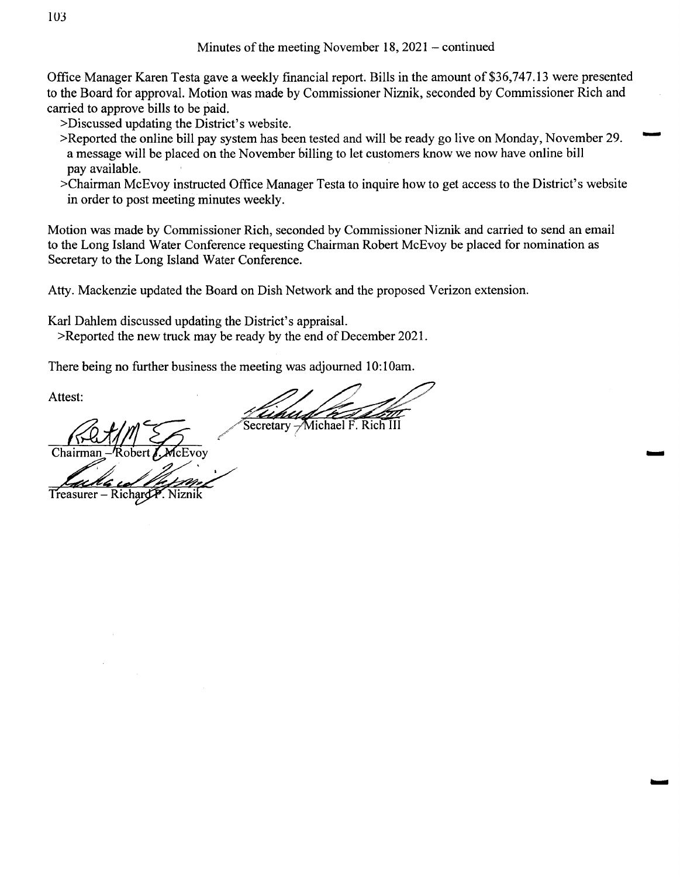Minutes of the meeting November 18, 2021 – continued

Office Manager Karen Testa gave a weekly financial report. Bills in the amount of $36,747.13 were presented to the Board for approval. Motion was made by Commissioner Niznik, seconded by Commissioner Rich and carried to approve bills to be paid.

>Discussed updating the District's website.

>Reported the online bill pay system has been tested and will be ready go live on Monday, November 29. a message will be placed on the November billing to let customers know we now have online bill pay available.

>Chairman McEvoy instructed Office Manager Testa to inquire how to get access to the District's website in order to post meeting minutes weekly.

Motion was made by Commissioner Rich, seconded by Commissioner Niznik and carried to send an email to the Long Island Water Conference requesting Chairman Robert McEvoy be placed for nomination as Secretary to the Long Island Water Conference.

Atty. Mackenzie updated the Board on Dish Network and the proposed Verizon extension.

Karl Dahlem discussed updating the District's appraisal.

>Reported the new truck may be ready by the end of December 2021.

There being no further business the meeting was adjourned 10:10am.

Attest:

Secretary – Michael F. Rich III

Chairman – Robert J. McEvoy

Treasurer – Richard P. Niznik